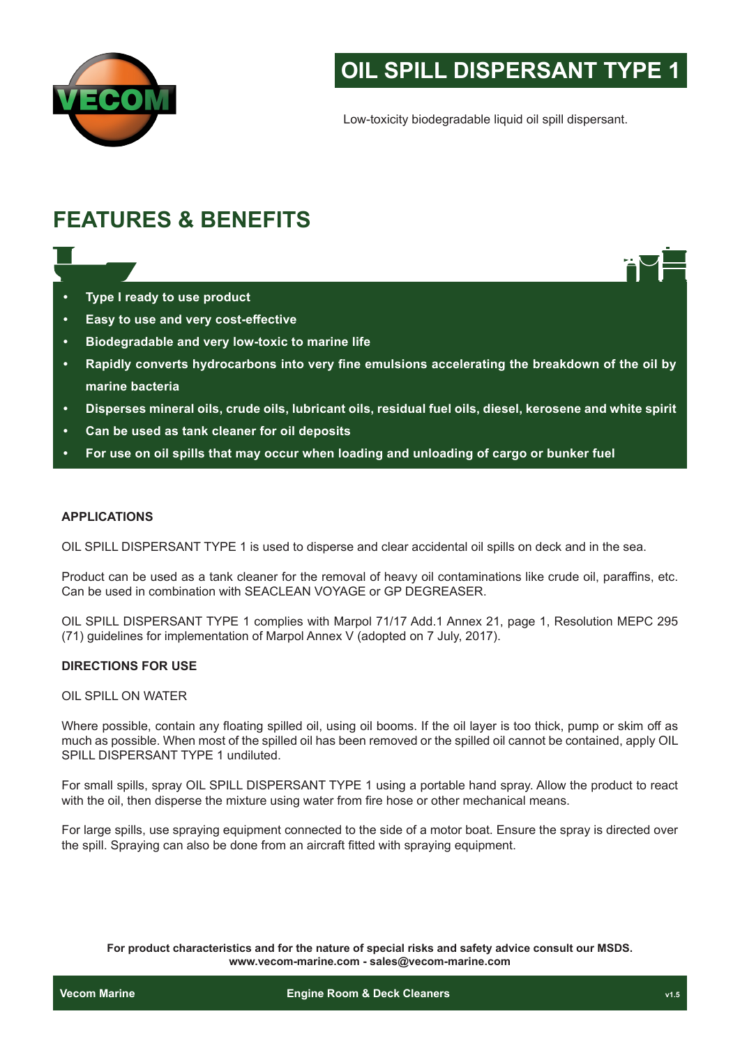# OIL SPILL DISPERSANT TYPE 1

Low-toxicity biodegradable liquid oil spill dispersant.

## FEATURES & BENEFITS

- **Type I ready to use product**
- **Easy to use and very cost-effective**
- **Biodegradable and very low-toxic to marine life**
- **Rapidly converts hydrocarbons into very fine emulsions accelerating the breakdown of the oil by marine bacteria**
- **Disperses mineral oils, crude oils, lubricant oils, residual fuel oils, diesel, kerosene and white spirit**
- **Can be used as tank cleaner for oil deposits**
- **For use on oil spills that may occur when loading and unloading of cargo or bunker fuel**

### APPLICATIONS

OIL SPILL DISPERSANT TYPE 1 is used to disperse and clear accidental oil spills on deck and in the sea.

Product can be used as a tank cleaner for the removal of heavy oil contaminations like crude oil, paraffins, etc. Can be used in combination with SEACLEAN VOYAGE or GP DEGREASER.

OIL SPILL DISPERSANT TYPE 1 complies with Marpol 71/17 Add.1 Annex 21, page 1, Resolution MEPC 295 (71) guidelines for implementation of Marpol Annex V (adopted on 7 July, 2017).

### DIRECTIONS FOR USE

OIL SPILL ON WATER

Where possible, contain any floating spilled oil, using oil booms. If the oil layer is too thick, pump or skim off as much as possible. When most of the spilled oil has been removed or the spilled oil cannot be contained, apply OIL SPILL DISPERSANT TYPE 1 undiluted.

For small spills, spray OIL SPILL DISPERSANT TYPE 1 using a portable hand spray. Allow the product to react with the oil, then disperse the mixture using water from fire hose or other mechanical means.

For large spills, use spraying equipment connected to the side of a motor boat. Ensure the spray is directed over the spill. Spraying can also be done from an aircraft fitted with spraying equipment.

**For product characteristics and for the nature of special risks and safety advice consult our MSDS.**
**www.vecom-marine.com - sales@vecom-marine.com**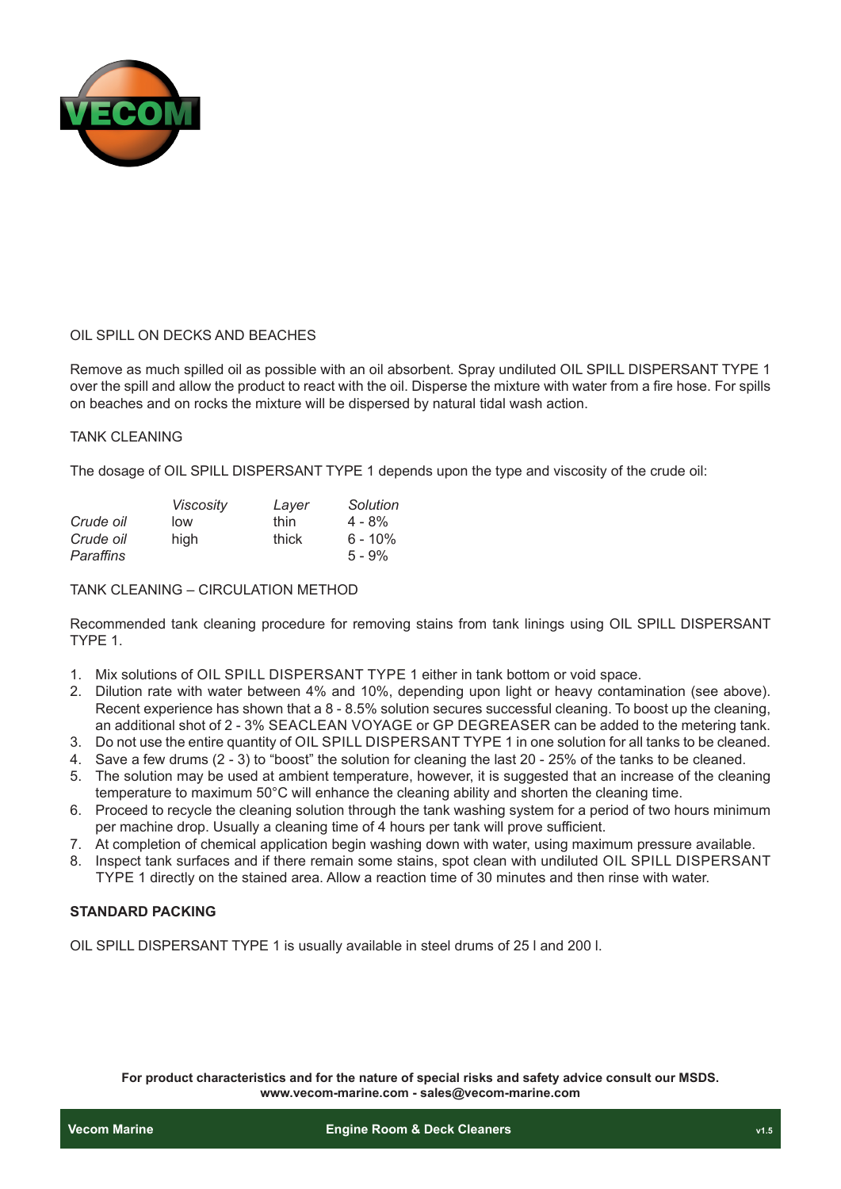OIL SPILL ON DECKS AND BEACHES

Remove as much spilled oil as possible with an oil absorbent. Spray undiluted OIL SPILL DISPERSANT TYPE 1 over the spill and allow the product to react with the oil. Disperse the mixture with water from a fire hose. For spills on beaches and on rocks the mixture will be dispersed by natural tidal wash action.

TANK CLEANING

The dosage of OIL SPILL DISPERSANT TYPE 1 depends upon the type and viscosity of the crude oil:

| | *Viscosity* | *Layer* | *Solution* |
|---|---|---|---|
| *Crude oil* | low | thin | 4 - 8% |
| *Crude oil* | high | thick | 6 - 10% |
| *Paraffins* | | | 5 - 9% |

TANK CLEANING – CIRCULATION METHOD

Recommended tank cleaning procedure for removing stains from tank linings using OIL SPILL DISPERSANT TYPE 1.

1. Mix solutions of OIL SPILL DISPERSANT TYPE 1 either in tank bottom or void space.
2. Dilution rate with water between 4% and 10%, depending upon light or heavy contamination (see above). Recent experience has shown that a 8 - 8.5% solution secures successful cleaning. To boost up the cleaning, an additional shot of 2 - 3% SEACLEAN VOYAGE or GP DEGREASER can be added to the metering tank.
3. Do not use the entire quantity of OIL SPILL DISPERSANT TYPE 1 in one solution for all tanks to be cleaned.
4. Save a few drums (2 - 3) to "boost" the solution for cleaning the last 20 - 25% of the tanks to be cleaned.
5. The solution may be used at ambient temperature, however, it is suggested that an increase of the cleaning temperature to maximum 50°C will enhance the cleaning ability and shorten the cleaning time.
6. Proceed to recycle the cleaning solution through the tank washing system for a period of two hours minimum per machine drop. Usually a cleaning time of 4 hours per tank will prove sufficient.
7. At completion of chemical application begin washing down with water, using maximum pressure available.
8. Inspect tank surfaces and if there remain some stains, spot clean with undiluted OIL SPILL DISPERSANT TYPE 1 directly on the stained area. Allow a reaction time of 30 minutes and then rinse with water.

**STANDARD PACKING**

OIL SPILL DISPERSANT TYPE 1 is usually available in steel drums of 25 l and 200 l.

**For product characteristics and for the nature of special risks and safety advice consult our MSDS.**
**www.vecom-marine.com - sales@vecom-marine.com**